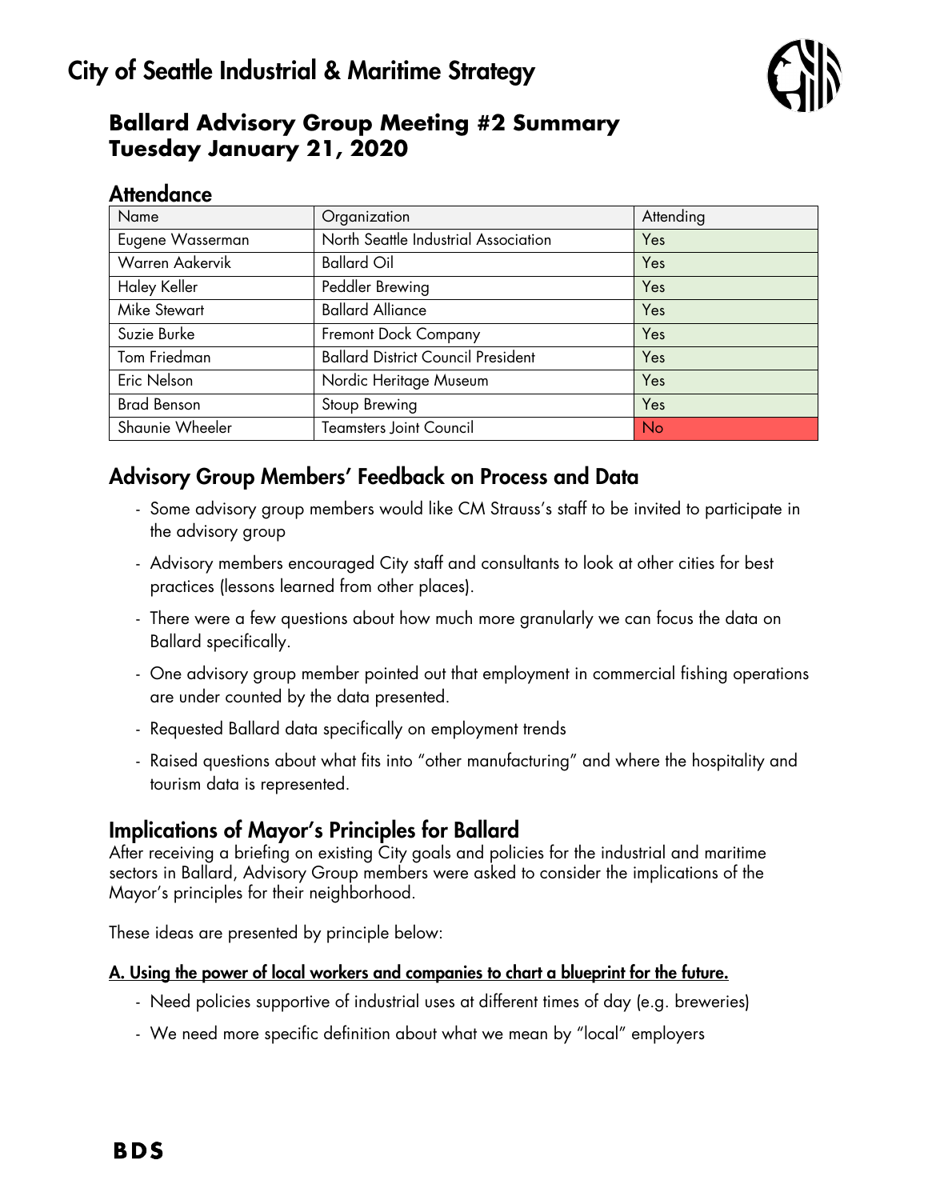# City of Seattle Industrial & Maritime Strategy

## Ballard Advisory Group Meeting #2 Summary
## Tuesday January 21, 2020

### Attendance

| Name | Organization | Attending |
|---|---|---|
| Eugene Wasserman | North Seattle Industrial Association | Yes |
| Warren Aakervik | Ballard Oil | Yes |
| Haley Keller | Peddler Brewing | Yes |
| Mike Stewart | Ballard Alliance | Yes |
| Suzie Burke | Fremont Dock Company | Yes |
| Tom Friedman | Ballard District Council President | Yes |
| Eric Nelson | Nordic Heritage Museum | Yes |
| Brad Benson | Stoup Brewing | Yes |
| Shaunie Wheeler | Teamsters Joint Council | No |

### Advisory Group Members' Feedback on Process and Data

- Some advisory group members would like CM Strauss's staff to be invited to participate in the advisory group
- Advisory members encouraged City staff and consultants to look at other cities for best practices (lessons learned from other places).
- There were a few questions about how much more granularly we can focus the data on Ballard specifically.
- One advisory group member pointed out that employment in commercial fishing operations are under counted by the data presented.
- Requested Ballard data specifically on employment trends
- Raised questions about what fits into "other manufacturing" and where the hospitality and tourism data is represented.

### Implications of Mayor's Principles for Ballard

After receiving a briefing on existing City goals and policies for the industrial and maritime sectors in Ballard, Advisory Group members were asked to consider the implications of the Mayor's principles for their neighborhood.

These ideas are presented by principle below:

**A. Using the power of local workers and companies to chart a blueprint for the future.**

- Need policies supportive of industrial uses at different times of day (e.g. breweries)
- We need more specific definition about what we mean by "local" employers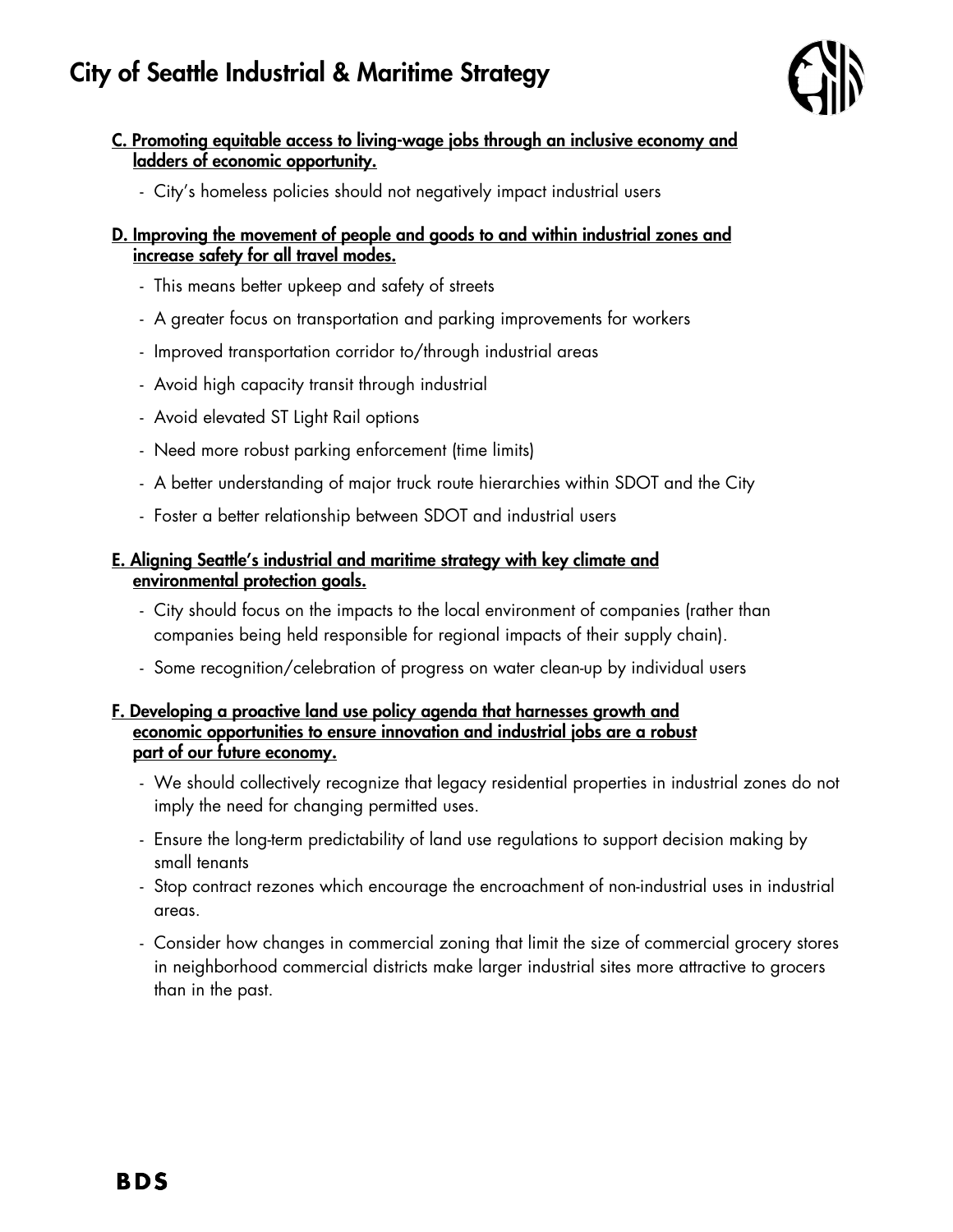**C. Promoting equitable access to living-wage jobs through an inclusive economy and ladders of economic opportunity.**

- City's homeless policies should not negatively impact industrial users

**D. Improving the movement of people and goods to and within industrial zones and increase safety for all travel modes.**

- This means better upkeep and safety of streets
- A greater focus on transportation and parking improvements for workers
- Improved transportation corridor to/through industrial areas
- Avoid high capacity transit through industrial
- Avoid elevated ST Light Rail options
- Need more robust parking enforcement (time limits)
- A better understanding of major truck route hierarchies within SDOT and the City
- Foster a better relationship between SDOT and industrial users

**E. Aligning Seattle's industrial and maritime strategy with key climate and environmental protection goals.**

- City should focus on the impacts to the local environment of companies (rather than companies being held responsible for regional impacts of their supply chain).
- Some recognition/celebration of progress on water clean-up by individual users

**F. Developing a proactive land use policy agenda that harnesses growth and economic opportunities to ensure innovation and industrial jobs are a robust part of our future economy.**

- We should collectively recognize that legacy residential properties in industrial zones do not imply the need for changing permitted uses.
- Ensure the long-term predictability of land use regulations to support decision making by small tenants
- Stop contract rezones which encourage the encroachment of non-industrial uses in industrial areas.
- Consider how changes in commercial zoning that limit the size of commercial grocery stores in neighborhood commercial districts make larger industrial sites more attractive to grocers than in the past.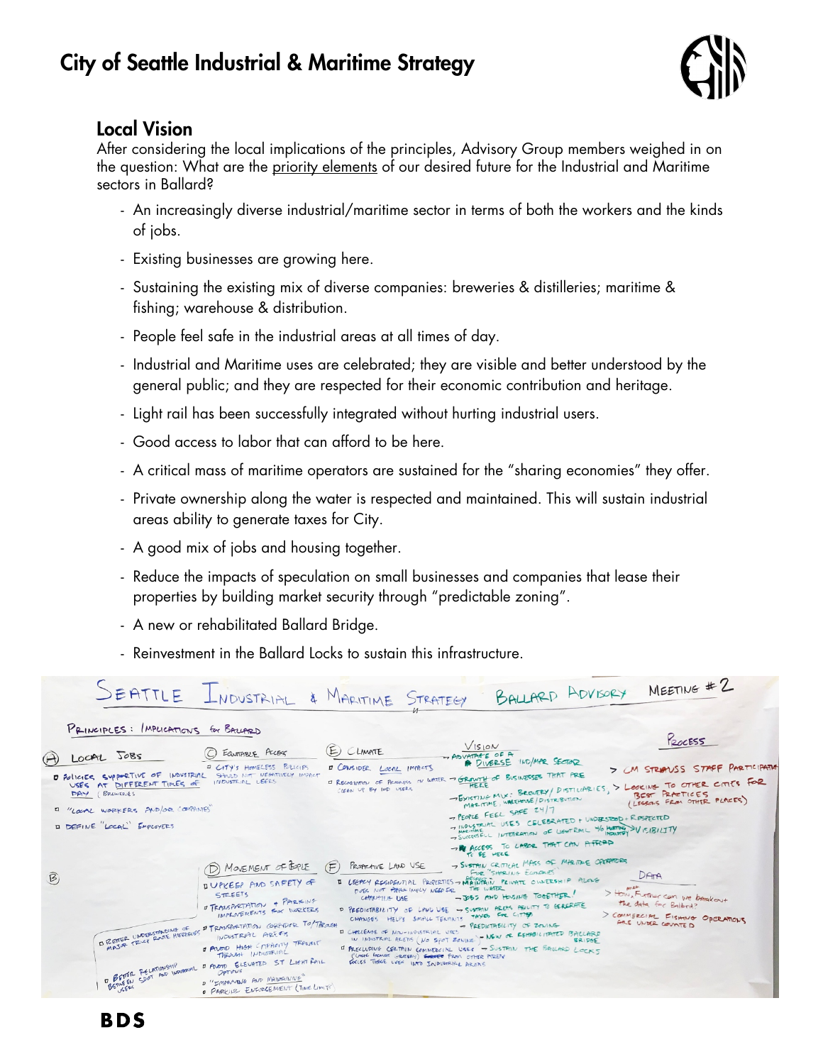# City of Seattle Industrial & Maritime Strategy

## Local Vision

After considering the local implications of the principles, Advisory Group members weighed in on the question: What are the priority elements of our desired future for the Industrial and Maritime sectors in Ballard?

- An increasingly diverse industrial/maritime sector in terms of both the workers and the kinds of jobs.
- Existing businesses are growing here.
- Sustaining the existing mix of diverse companies: breweries & distilleries; maritime & fishing; warehouse & distribution.
- People feel safe in the industrial areas at all times of day.
- Industrial and Maritime uses are celebrated; they are visible and better understood by the general public; and they are respected for their economic contribution and heritage.
- Light rail has been successfully integrated without hurting industrial users.
- Good access to labor that can afford to be here.
- A critical mass of maritime operators are sustained for the "sharing economies" they offer.
- Private ownership along the water is respected and maintained. This will sustain industrial areas ability to generate taxes for City.
- A good mix of jobs and housing together.
- Reduce the impacts of speculation on small businesses and companies that lease their properties by building market security through "predictable zoning".
- A new or rehabilitated Ballard Bridge.
- Reinvestment in the Ballard Locks to sustain this infrastructure.

SEATTLE INDUSTRIAL & MARITIME STRATEGY BALLARD ADVISORY MEETING #2

PRINCIPLES: IMPLICATIONS for BALLARD

(A) LOCAL JOBS
- POLICIES SUPPORTIVE OF INDUSTRIAL USES AT DIFFERENT TIMES OF DAY (BREWERIES)
- "LOCAL WORKERS AND/OR COMPANIES"
- DEFINE "LOCAL" EMPLOYEES

(B)
- BETTER UNDERSTANDING OF MAJOR TRUCK ROUTE HIERARCHY
- BETTER RELATIONSHIP BETWEEN SPOT AND INDUSTRIAL USERS

(C) EQUITABLE ACCESS
- CITY'S HOMELESS POLICIES SHOULD NOT NEGATIVELY IMPACT INDUSTRIAL USERS

(D) MOVEMENT OF PEOPLE
- UPKEEP AND SAFETY OF STREETS
- TRANSPORTATION + PARKING IMPROVEMENTS FOR WORKERS
- TRANSPORTATION CORRIDOR TO/THROUGH INDUSTRIAL AREAS
- AVOID HIGH CAPACITY TRANSIT THROUGH INDUSTRIAL
- AVOID ELEVATED ST LIGHT RAIL OPTIONS
- "IMPROVING AND MAINTAINING"
- PARKING ENFORCEMENT (TIME LIMITS)

(E) CLIMATE
- CONSIDER LOCAL IMPACTS
- RECOGNITION OF PROGRESS IN WATER CLEAN UP BY IND USERS

(F) PROACTIVE LAND USE
- LEGACY RESIDENTIAL PROPERTIES DOES NOT IMPLY NEED FOR CHANGE IN USE
- PREDICTABILITY OF LAND USE CHANGES HELPS SMALL TENANTS
- CHALLENGE OF NON-INDUSTRIAL USES IN INDUSTRIAL AREAS (NO SPOT ZONING)
- PRECLUDING CERTAIN COMMERCIAL USES (LARGE FORMAT GROCERY) FROM OTHER AREAS FORCES THOSE USES INTO INDUSTRIAL AREAS

VISION
- ADVANTAGE OF A DIVERSE IND/MAR SECTOR
- GROWTH OF BUSINESSES THAT ARE HERE
- EXISTING MIX: BREWERY/DISTILLERIES, MARITIME, WAREHOUSE/DISTRIBUTION
- PEOPLE FEEL SAFE 24/7
- INDUSTRIAL USES CELEBRATED + UNDERSTOOD + RESPECTED
- SUCCESSFUL INTEGRATION OF LIGHT RAIL W/O HURTING MARITIME INDUSTRY > VISIBILITY
- ACCESS TO LABOR THAT CAN AFFORD TO BE HERE
- SUSTAIN CRITICAL MASS OF MARITIME OPERATORS FOR "SHARING ECONOMIES"
- MAINTAIN/RESPECT PRIVATE OWNERSHIP ALONG THE WATER
- JOBS AND HOUSING TOGETHER!
- SUSTAIN AREAS ABILITY TO GENERATE TAXES FOR CITY
- PREDICTABILITY OF ZONING
- NEW OR REHABILITATED BALLARD BRIDGE
- SUSTAIN THE BALLARD LOCKS

PROCESS
> CM STRAUSS STAFF PARTICIPATE
> LOOKING TO OTHER CITIES FOR BEST PRACTICES (LESSONS FROM OTHER PLACES)

DATA
> How, Further can we breakout the data for Ballard?
> COMMERCIAL FISHING OPERATIONS ARE UNDER COUNTED